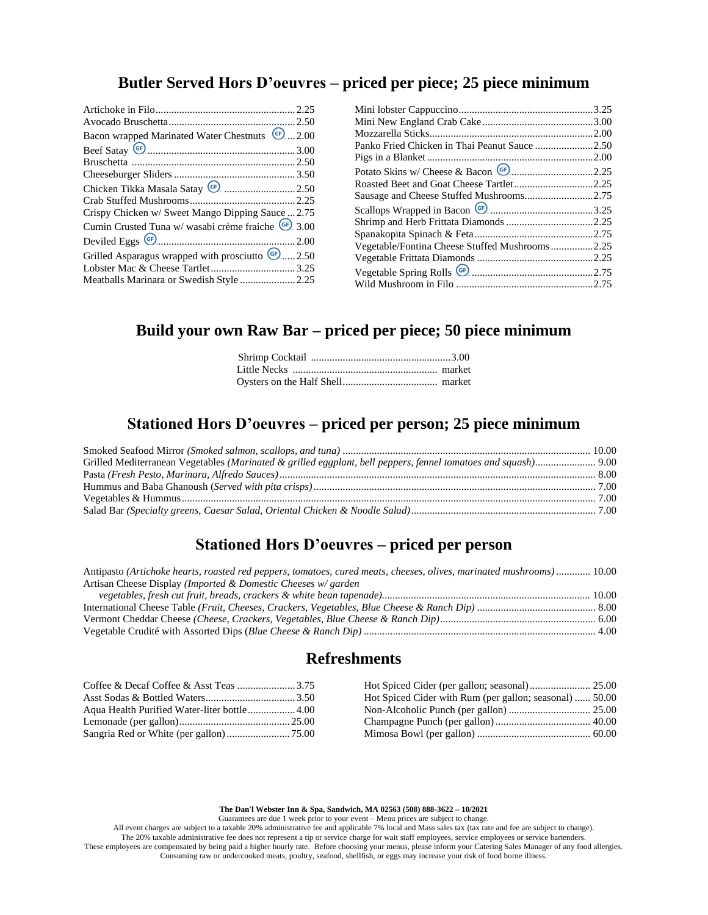## Butler Served Hors D'oeuvres – priced per piece; 25 piece minimum

- Artichoke in Filo ... 2.25
- Avocado Bruschetta ... 2.50
- Bacon wrapped Marinated Water Chestnuts (GF) ... 2.00
- Beef Satay (GF) ... 3.00
- Bruschetta ... 2.50
- Cheeseburger Sliders ... 3.50
- Chicken Tikka Masala Satay (GF) ... 2.50
- Crab Stuffed Mushrooms ... 2.25
- Crispy Chicken w/ Sweet Mango Dipping Sauce ... 2.75
- Cumin Crusted Tuna w/ wasabi crème fraiche (GF) 3.00
- Deviled Eggs (GF) ... 2.00
- Grilled Asparagus wrapped with prosciutto (GF) ... 2.50
- Lobster Mac & Cheese Tartlet ... 3.25
- Meatballs Marinara or Swedish Style ... 2.25
- Mini lobster Cappuccino ... 3.25
- Mini New England Crab Cake ... 3.00
- Mozzarella Sticks ... 2.00
- Panko Fried Chicken in Thai Peanut Sauce ... 2.50
- Pigs in a Blanket ... 2.00
- Potato Skins w/ Cheese & Bacon (GF) ... 2.25
- Roasted Beet and Goat Cheese Tartlet ... 2.25
- Sausage and Cheese Stuffed Mushrooms ... 2.75
- Scallops Wrapped in Bacon (GF) ... 3.25
- Shrimp and Herb Frittata Diamonds ... 2.25
- Spanakopita Spinach & Feta ... 2.75
- Vegetable/Fontina Cheese Stuffed Mushrooms ... 2.25
- Vegetable Frittata Diamonds ... 2.25
- Vegetable Spring Rolls (GF) ... 2.75
- Wild Mushroom in Filo ... 2.75

## Build your own Raw Bar – priced per piece; 50 piece minimum

- Shrimp Cocktail ... 3.00
- Little Necks ... market
- Oysters on the Half Shell ... market

## Stationed Hors D'oeuvres – priced per person; 25 piece minimum

- Smoked Seafood Mirror *(Smoked salmon, scallops, and tuna)* ... 10.00
- Grilled Mediterranean Vegetables *(Marinated & grilled eggplant, bell peppers, fennel tomatoes and squash)* ... 9.00
- Pasta *(Fresh Pesto, Marinara, Alfredo Sauces)* ... 8.00
- Hummus and Baba Ghanoush *(Served with pita crisps)* ... 7.00
- Vegetables & Hummus ... 7.00
- Salad Bar *(Specialty greens, Caesar Salad, Oriental Chicken & Noodle Salad)* ... 7.00

## Stationed Hors D'oeuvres – priced per person

- Antipasto *(Artichoke hearts, roasted red peppers, tomatoes, cured meats, cheeses, olives, marinated mushrooms)* ... 10.00
- Artisan Cheese Display *(Imported & Domestic Cheeses w/ garden vegetables, fresh cut fruit, breads, crackers & white bean tapenade)* ... 10.00
- International Cheese Table *(Fruit, Cheeses, Crackers, Vegetables, Blue Cheese & Ranch Dip)* ... 8.00
- Vermont Cheddar Cheese *(Cheese, Crackers, Vegetables, Blue Cheese & Ranch Dip)* ... 6.00
- Vegetable Crudité with Assorted Dips *(Blue Cheese & Ranch Dip)* ... 4.00

## Refreshments

- Coffee & Decaf Coffee & Asst Teas ... 3.75
- Asst Sodas & Bottled Waters ... 3.50
- Aqua Health Purified Water-liter bottle ... 4.00
- Lemonade (per gallon) ... 25.00
- Sangria Red or White (per gallon) ... 75.00
- Hot Spiced Cider (per gallon; seasonal) ... 25.00
- Hot Spiced Cider with Rum (per gallon; seasonal) ... 50.00
- Non-Alcoholic Punch (per gallon) ... 25.00
- Champagne Punch (per gallon) ... 40.00
- Mimosa Bowl (per gallon) ... 60.00

**The Dan'l Webster Inn & Spa, Sandwich, MA 02563 (508) 888-3622 – 10/2021**

Guarantees are due 1 week prior to your event – Menu prices are subject to change.
All event charges are subject to a taxable 20% administrative fee and applicable 7% local and Mass sales tax (tax rate and fee are subject to change).
The 20% taxable administrative fee does not represent a tip or service charge for wait staff employees, service employees or service bartenders.
These employees are compensated by being paid a higher hourly rate. Before choosing your menus, please inform your Catering Sales Manager of any food allergies.
Consuming raw or undercooked meats, poultry, seafood, shellfish, or eggs may increase your risk of food borne illness.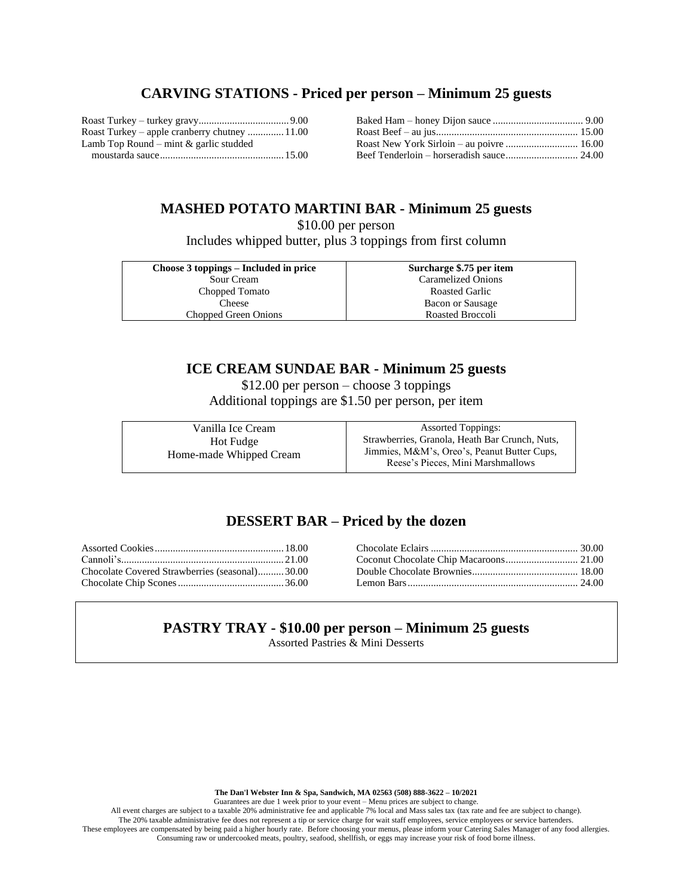## CARVING STATIONS - Priced per person – Minimum 25 guests

Roast Turkey – turkey gravy .................................. 9.00
Roast Turkey – apple cranberry chutney ............. 11.00
Lamb Top Round – mint & garlic studded moustarda sauce ................................................ 15.00
Baked Ham – honey Dijon sauce .................................. 9.00
Roast Beef – au jus ...................................................... 15.00
Roast New York Sirloin – au poivre ........................... 16.00
Beef Tenderloin – horseradish sauce ........................... 24.00

## MASHED POTATO MARTINI BAR - Minimum 25 guests

$10.00 per person

Includes whipped butter, plus 3 toppings from first column

| Choose 3 toppings – Included in price | Surcharge $.75 per item |
|---|---|
| Sour Cream | Caramelized Onions |
| Chopped Tomato | Roasted Garlic |
| Cheese | Bacon or Sausage |
| Chopped Green Onions | Roasted Broccoli |

## ICE CREAM SUNDAE BAR - Minimum 25 guests

$12.00 per person – choose 3 toppings

Additional toppings are $1.50 per person, per item

| | |
|---|---|
| Vanilla Ice Cream<br>Hot Fudge<br>Home-made Whipped Cream | Assorted Toppings:<br>Strawberries, Granola, Heath Bar Crunch, Nuts, Jimmies, M&M's, Oreo's, Peanut Butter Cups, Reese's Pieces, Mini Marshmallows |

## DESSERT BAR – Priced by the dozen

Assorted Cookies .................................................. 18.00
Cannoli's .............................................................. 21.00
Chocolate Covered Strawberries (seasonal) .......... 30.00
Chocolate Chip Scones ......................................... 36.00
Chocolate Eclairs ......................................................... 30.00
Coconut Chocolate Chip Macaroons ............................ 21.00
Double Chocolate Brownies ......................................... 18.00
Lemon Bars .................................................................. 24.00

## PASTRY TRAY - $10.00 per person – Minimum 25 guests

Assorted Pastries & Mini Desserts

**The Dan'l Webster Inn & Spa, Sandwich, MA 02563 (508) 888-3622 – 10/2021**

Guarantees are due 1 week prior to your event – Menu prices are subject to change.

All event charges are subject to a taxable 20% administrative fee and applicable 7% local and Mass sales tax (tax rate and fee are subject to change).

The 20% taxable administrative fee does not represent a tip or service charge for wait staff employees, service employees or service bartenders.

These employees are compensated by being paid a higher hourly rate. Before choosing your menus, please inform your Catering Sales Manager of any food allergies.

Consuming raw or undercooked meats, poultry, seafood, shellfish, or eggs may increase your risk of food borne illness.